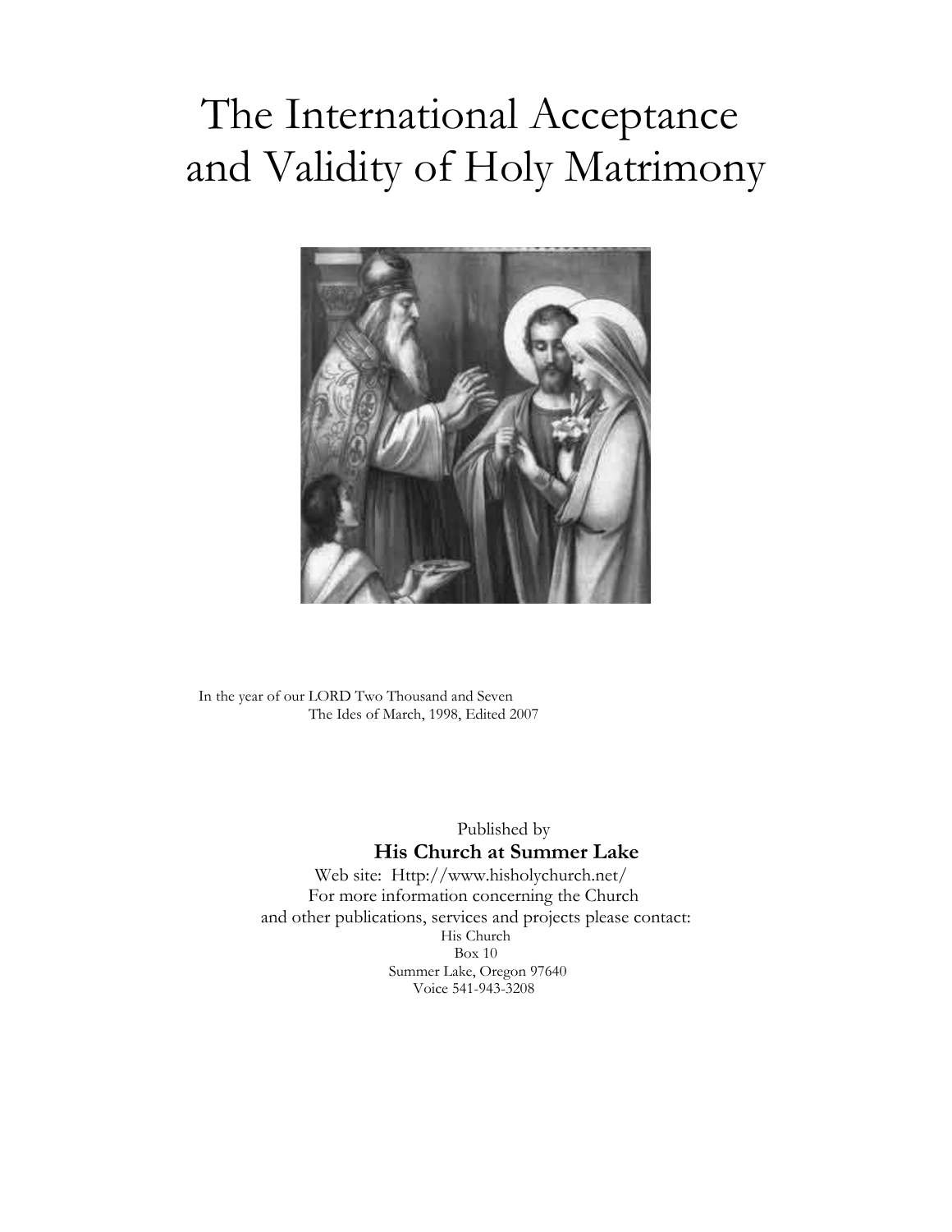# The International Acceptance and Validity of Holy Matrimony

In the year of our LORD Two Thousand and Seven
The Ides of March, 1998, Edited 2007

Published by
**His Church at Summer Lake**
Web site: Http://www.hisholychurch.net/
For more information concerning the Church
and other publications, services and projects please contact:
His Church
Box 10
Summer Lake, Oregon 97640
Voice 541-943-3208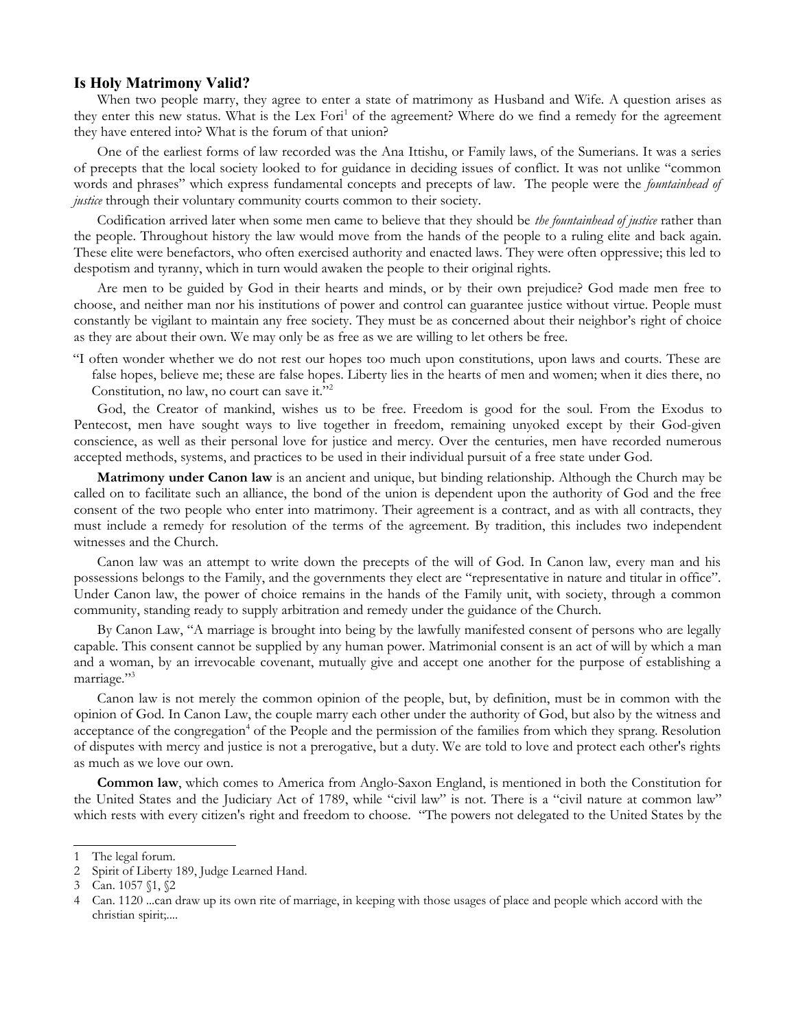## Is Holy Matrimony Valid?

When two people marry, they agree to enter a state of matrimony as Husband and Wife. A question arises as they enter this new status. What is the Lex Fori[1] of the agreement? Where do we find a remedy for the agreement they have entered into? What is the forum of that union?

One of the earliest forms of law recorded was the Ana Ittishu, or Family laws, of the Sumerians. It was a series of precepts that the local society looked to for guidance in deciding issues of conflict. It was not unlike "common words and phrases" which express fundamental concepts and precepts of law. The people were the *fountainhead of justice* through their voluntary community courts common to their society.

Codification arrived later when some men came to believe that they should be *the fountainhead of justice* rather than the people. Throughout history the law would move from the hands of the people to a ruling elite and back again. These elite were benefactors, who often exercised authority and enacted laws. They were often oppressive; this led to despotism and tyranny, which in turn would awaken the people to their original rights.

Are men to be guided by God in their hearts and minds, or by their own prejudice? God made men free to choose, and neither man nor his institutions of power and control can guarantee justice without virtue. People must constantly be vigilant to maintain any free society. They must be as concerned about their neighbor's right of choice as they are about their own. We may only be as free as we are willing to let others be free.

> "I often wonder whether we do not rest our hopes too much upon constitutions, upon laws and courts. These are false hopes, believe me; these are false hopes. Liberty lies in the hearts of men and women; when it dies there, no Constitution, no law, no court can save it."[2]

God, the Creator of mankind, wishes us to be free. Freedom is good for the soul. From the Exodus to Pentecost, men have sought ways to live together in freedom, remaining unyoked except by their God-given conscience, as well as their personal love for justice and mercy. Over the centuries, men have recorded numerous accepted methods, systems, and practices to be used in their individual pursuit of a free state under God.

**Matrimony under Canon law** is an ancient and unique, but binding relationship. Although the Church may be called on to facilitate such an alliance, the bond of the union is dependent upon the authority of God and the free consent of the two people who enter into matrimony. Their agreement is a contract, and as with all contracts, they must include a remedy for resolution of the terms of the agreement. By tradition, this includes two independent witnesses and the Church.

Canon law was an attempt to write down the precepts of the will of God. In Canon law, every man and his possessions belongs to the Family, and the governments they elect are "representative in nature and titular in office". Under Canon law, the power of choice remains in the hands of the Family unit, with society, through a common community, standing ready to supply arbitration and remedy under the guidance of the Church.

By Canon Law, "A marriage is brought into being by the lawfully manifested consent of persons who are legally capable. This consent cannot be supplied by any human power. Matrimonial consent is an act of will by which a man and a woman, by an irrevocable covenant, mutually give and accept one another for the purpose of establishing a marriage."[3]

Canon law is not merely the common opinion of the people, but, by definition, must be in common with the opinion of God. In Canon Law, the couple marry each other under the authority of God, but also by the witness and acceptance of the congregation[4] of the People and the permission of the families from which they sprang. Resolution of disputes with mercy and justice is not a prerogative, but a duty. We are told to love and protect each other's rights as much as we love our own.

**Common law**, which comes to America from Anglo-Saxon England, is mentioned in both the Constitution for the United States and the Judiciary Act of 1789, while "civil law" is not. There is a "civil nature at common law" which rests with every citizen's right and freedom to choose. "The powers not delegated to the United States by the

---

1 The legal forum.

2 Spirit of Liberty 189, Judge Learned Hand.

3 Can. 1057 §1, §2

4 Can. 1120 ...can draw up its own rite of marriage, in keeping with those usages of place and people which accord with the christian spirit;....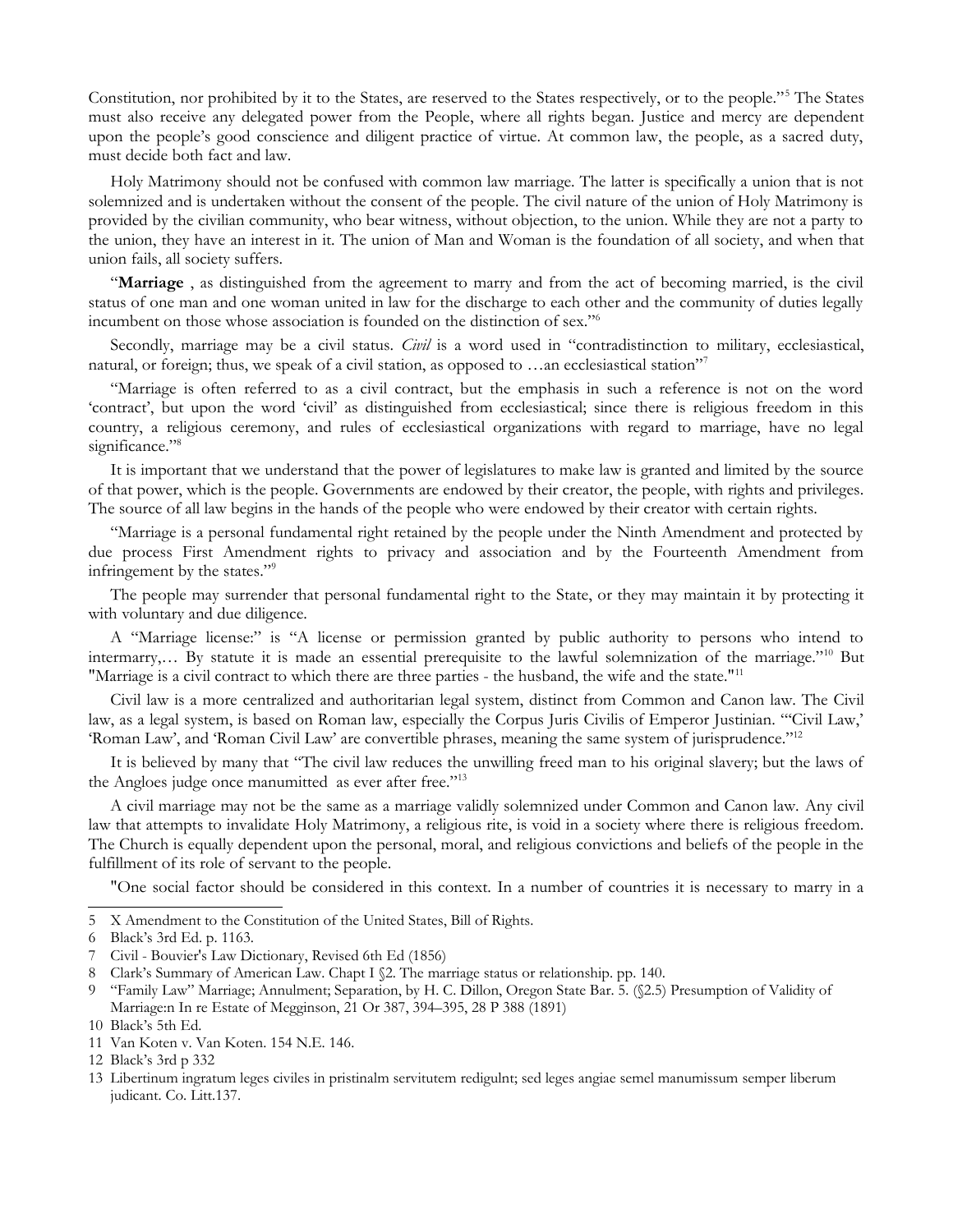Constitution, nor prohibited by it to the States, are reserved to the States respectively, or to the people."[5] The States must also receive any delegated power from the People, where all rights began. Justice and mercy are dependent upon the people's good conscience and diligent practice of virtue. At common law, the people, as a sacred duty, must decide both fact and law.

Holy Matrimony should not be confused with common law marriage. The latter is specifically a union that is not solemnized and is undertaken without the consent of the people. The civil nature of the union of Holy Matrimony is provided by the civilian community, who bear witness, without objection, to the union. While they are not a party to the union, they have an interest in it. The union of Man and Woman is the foundation of all society, and when that union fails, all society suffers.

"**Marriage** , as distinguished from the agreement to marry and from the act of becoming married, is the civil status of one man and one woman united in law for the discharge to each other and the community of duties legally incumbent on those whose association is founded on the distinction of sex."[6]

Secondly, marriage may be a civil status. *Civil* is a word used in "contradistinction to military, ecclesiastical, natural, or foreign; thus, we speak of a civil station, as opposed to …an ecclesiastical station"[7]

"Marriage is often referred to as a civil contract, but the emphasis in such a reference is not on the word 'contract', but upon the word 'civil' as distinguished from ecclesiastical; since there is religious freedom in this country, a religious ceremony, and rules of ecclesiastical organizations with regard to marriage, have no legal significance."[8]

It is important that we understand that the power of legislatures to make law is granted and limited by the source of that power, which is the people. Governments are endowed by their creator, the people, with rights and privileges. The source of all law begins in the hands of the people who were endowed by their creator with certain rights.

"Marriage is a personal fundamental right retained by the people under the Ninth Amendment and protected by due process First Amendment rights to privacy and association and by the Fourteenth Amendment from infringement by the states."[9]

The people may surrender that personal fundamental right to the State, or they may maintain it by protecting it with voluntary and due diligence.

A "Marriage license:" is "A license or permission granted by public authority to persons who intend to intermarry,… By statute it is made an essential prerequisite to the lawful solemnization of the marriage."[10] But "Marriage is a civil contract to which there are three parties - the husband, the wife and the state."[11]

Civil law is a more centralized and authoritarian legal system, distinct from Common and Canon law. The Civil law, as a legal system, is based on Roman law, especially the Corpus Juris Civilis of Emperor Justinian. "'Civil Law,' 'Roman Law', and 'Roman Civil Law' are convertible phrases, meaning the same system of jurisprudence."[12]

It is believed by many that "The civil law reduces the unwilling freed man to his original slavery; but the laws of the Angloes judge once manumitted as ever after free."[13]

A civil marriage may not be the same as a marriage validly solemnized under Common and Canon law. Any civil law that attempts to invalidate Holy Matrimony, a religious rite, is void in a society where there is religious freedom. The Church is equally dependent upon the personal, moral, and religious convictions and beliefs of the people in the fulfillment of its role of servant to the people.

"One social factor should be considered in this context. In a number of countries it is necessary to marry in a

---

5 X Amendment to the Constitution of the United States, Bill of Rights.

6 Black's 3rd Ed. p. 1163.

7 Civil - Bouvier's Law Dictionary, Revised 6th Ed (1856)

8 Clark's Summary of American Law. Chapt I §2. The marriage status or relationship. pp. 140.

9 "Family Law" Marriage; Annulment; Separation, by H. C. Dillon, Oregon State Bar. 5. (§2.5) Presumption of Validity of Marriage:n In re Estate of Megginson, 21 Or 387, 394–395, 28 P 388 (1891)

10 Black's 5th Ed.

11 Van Koten v. Van Koten. 154 N.E. 146.

12 Black's 3rd p 332

13 Libertinum ingratum leges civiles in pristinalm servitutem redigulnt; sed leges angiae semel manumissum semper liberum judicant. Co. Litt.137.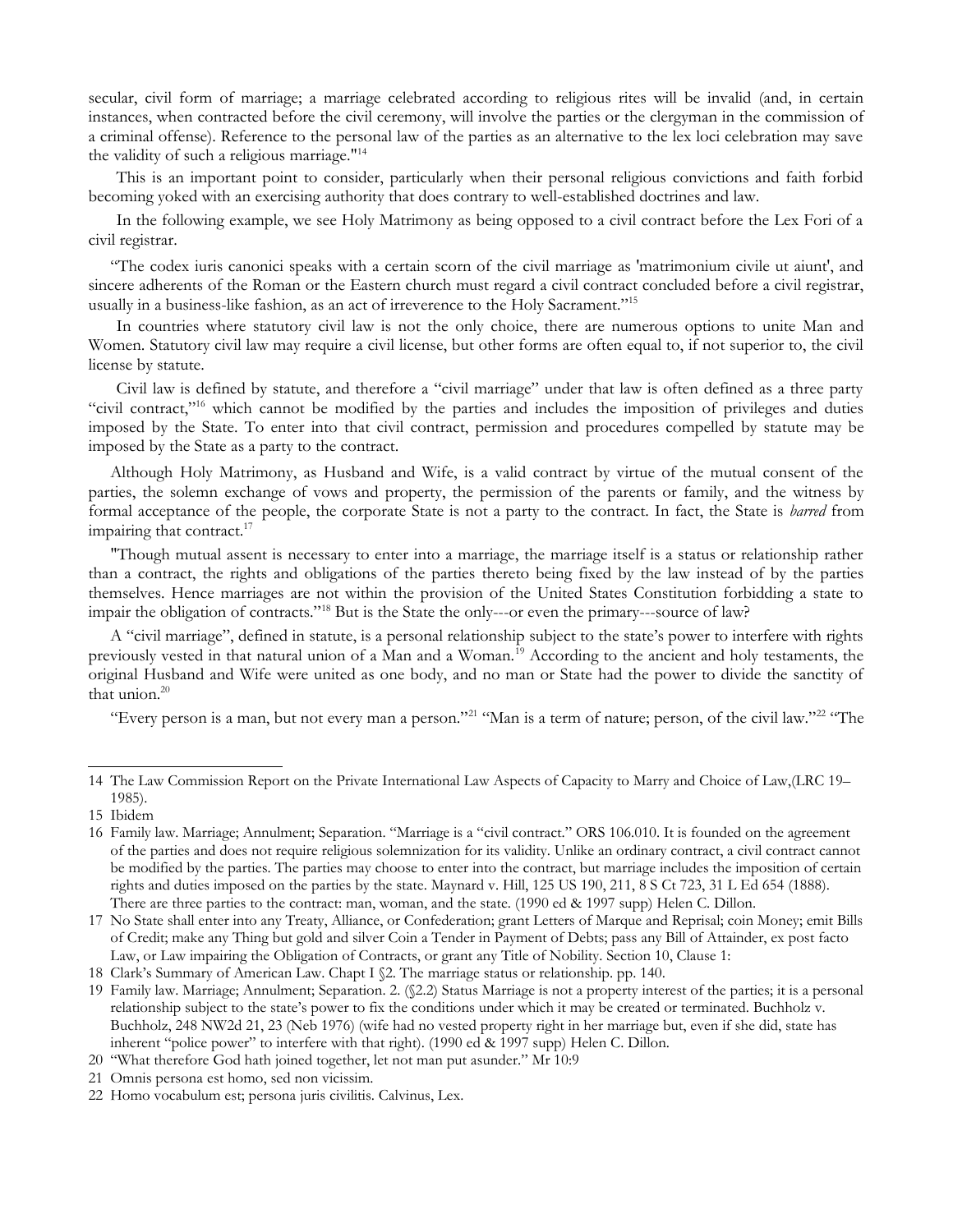secular, civil form of marriage; a marriage celebrated according to religious rites will be invalid (and, in certain instances, when contracted before the civil ceremony, will involve the parties or the clergyman in the commission of a criminal offense). Reference to the personal law of the parties as an alternative to the lex loci celebration may save the validity of such a religious marriage."[14]

This is an important point to consider, particularly when their personal religious convictions and faith forbid becoming yoked with an exercising authority that does contrary to well-established doctrines and law.

In the following example, we see Holy Matrimony as being opposed to a civil contract before the Lex Fori of a civil registrar.

"The codex iuris canonici speaks with a certain scorn of the civil marriage as 'matrimonium civile ut aiunt', and sincere adherents of the Roman or the Eastern church must regard a civil contract concluded before a civil registrar, usually in a business-like fashion, as an act of irreverence to the Holy Sacrament."[15]

In countries where statutory civil law is not the only choice, there are numerous options to unite Man and Women. Statutory civil law may require a civil license, but other forms are often equal to, if not superior to, the civil license by statute.

Civil law is defined by statute, and therefore a "civil marriage" under that law is often defined as a three party "civil contract,"[16] which cannot be modified by the parties and includes the imposition of privileges and duties imposed by the State. To enter into that civil contract, permission and procedures compelled by statute may be imposed by the State as a party to the contract.

Although Holy Matrimony, as Husband and Wife, is a valid contract by virtue of the mutual consent of the parties, the solemn exchange of vows and property, the permission of the parents or family, and the witness by formal acceptance of the people, the corporate State is not a party to the contract. In fact, the State is *barred* from impairing that contract.[17]

"Though mutual assent is necessary to enter into a marriage, the marriage itself is a status or relationship rather than a contract, the rights and obligations of the parties thereto being fixed by the law instead of by the parties themselves. Hence marriages are not within the provision of the United States Constitution forbidding a state to impair the obligation of contracts."[18] But is the State the only---or even the primary---source of law?

A "civil marriage", defined in statute, is a personal relationship subject to the state's power to interfere with rights previously vested in that natural union of a Man and a Woman.[19] According to the ancient and holy testaments, the original Husband and Wife were united as one body, and no man or State had the power to divide the sanctity of that union.[20]

"Every person is a man, but not every man a person."[21] "Man is a term of nature; person, of the civil law."[22] "The

---

14 The Law Commission Report on the Private International Law Aspects of Capacity to Marry and Choice of Law,(LRC 19–1985).

15 Ibidem

16 Family law. Marriage; Annulment; Separation. "Marriage is a "civil contract." ORS 106.010. It is founded on the agreement of the parties and does not require religious solemnization for its validity. Unlike an ordinary contract, a civil contract cannot be modified by the parties. The parties may choose to enter into the contract, but marriage includes the imposition of certain rights and duties imposed on the parties by the state. Maynard v. Hill, 125 US 190, 211, 8 S Ct 723, 31 L Ed 654 (1888). There are three parties to the contract: man, woman, and the state. (1990 ed & 1997 supp) Helen C. Dillon.

17 No State shall enter into any Treaty, Alliance, or Confederation; grant Letters of Marque and Reprisal; coin Money; emit Bills of Credit; make any Thing but gold and silver Coin a Tender in Payment of Debts; pass any Bill of Attainder, ex post facto Law, or Law impairing the Obligation of Contracts, or grant any Title of Nobility. Section 10, Clause 1:

18 Clark's Summary of American Law. Chapt I §2. The marriage status or relationship. pp. 140.

19 Family law. Marriage; Annulment; Separation. 2. (§2.2) Status Marriage is not a property interest of the parties; it is a personal relationship subject to the state's power to fix the conditions under which it may be created or terminated. Buchholz v. Buchholz, 248 NW2d 21, 23 (Neb 1976) (wife had no vested property right in her marriage but, even if she did, state has inherent "police power" to interfere with that right). (1990 ed & 1997 supp) Helen C. Dillon.

20 "What therefore God hath joined together, let not man put asunder." Mr 10:9

21 Omnis persona est homo, sed non vicissim.

22 Homo vocabulum est; persona juris civilitis. Calvinus, Lex.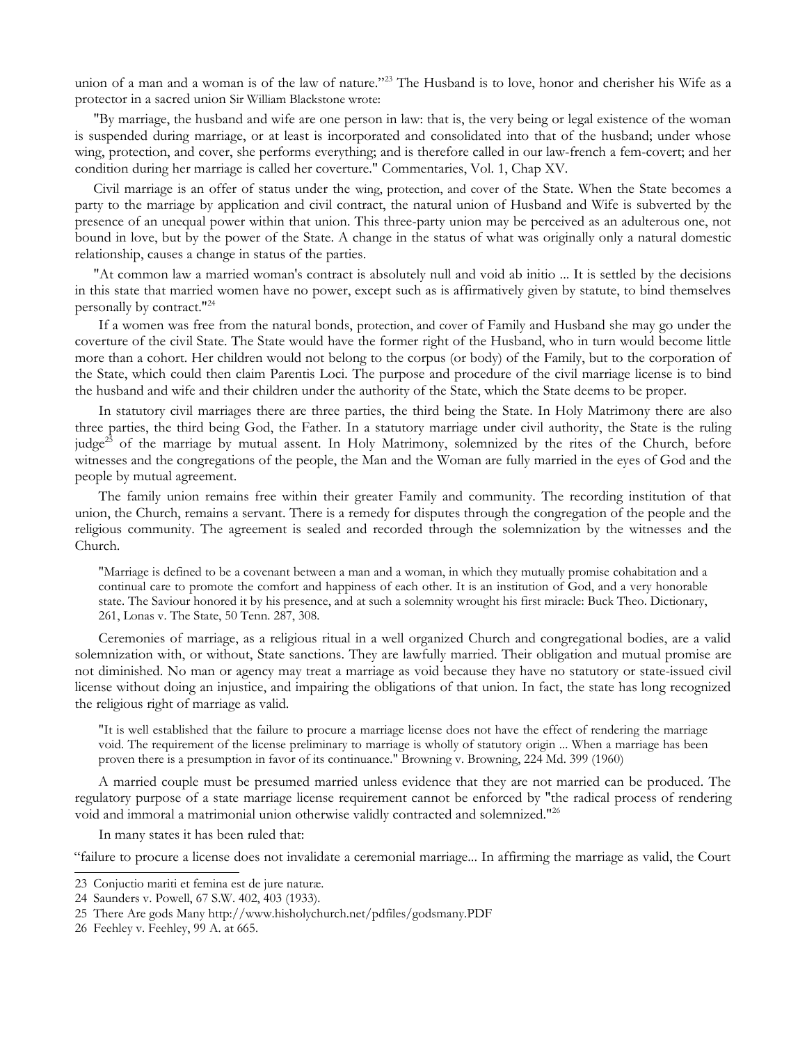union of a man and a woman is of the law of nature."[23] The Husband is to love, honor and cherisher his Wife as a protector in a sacred union Sir William Blackstone wrote:

"By marriage, the husband and wife are one person in law: that is, the very being or legal existence of the woman is suspended during marriage, or at least is incorporated and consolidated into that of the husband; under whose wing, protection, and cover, she performs everything; and is therefore called in our law-french a fem-covert; and her condition during her marriage is called her coverture." Commentaries, Vol. 1, Chap XV.

Civil marriage is an offer of status under the wing, protection, and cover of the State. When the State becomes a party to the marriage by application and civil contract, the natural union of Husband and Wife is subverted by the presence of an unequal power within that union. This three-party union may be perceived as an adulterous one, not bound in love, but by the power of the State. A change in the status of what was originally only a natural domestic relationship, causes a change in status of the parties.

"At common law a married woman's contract is absolutely null and void ab initio ... It is settled by the decisions in this state that married women have no power, except such as is affirmatively given by statute, to bind themselves personally by contract."[24]

If a women was free from the natural bonds, protection, and cover of Family and Husband she may go under the coverture of the civil State. The State would have the former right of the Husband, who in turn would become little more than a cohort. Her children would not belong to the corpus (or body) of the Family, but to the corporation of the State, which could then claim Parentis Loci. The purpose and procedure of the civil marriage license is to bind the husband and wife and their children under the authority of the State, which the State deems to be proper.

In statutory civil marriages there are three parties, the third being the State. In Holy Matrimony there are also three parties, the third being God, the Father. In a statutory marriage under civil authority, the State is the ruling judge[25] of the marriage by mutual assent. In Holy Matrimony, solemnized by the rites of the Church, before witnesses and the congregations of the people, the Man and the Woman are fully married in the eyes of God and the people by mutual agreement.

The family union remains free within their greater Family and community. The recording institution of that union, the Church, remains a servant. There is a remedy for disputes through the congregation of the people and the religious community. The agreement is sealed and recorded through the solemnization by the witnesses and the Church.

> "Marriage is defined to be a covenant between a man and a woman, in which they mutually promise cohabitation and a continual care to promote the comfort and happiness of each other. It is an institution of God, and a very honorable state. The Saviour honored it by his presence, and at such a solemnity wrought his first miracle: Buck Theo. Dictionary, 261, Lonas v. The State, 50 Tenn. 287, 308.

Ceremonies of marriage, as a religious ritual in a well organized Church and congregational bodies, are a valid solemnization with, or without, State sanctions. They are lawfully married. Their obligation and mutual promise are not diminished. No man or agency may treat a marriage as void because they have no statutory or state-issued civil license without doing an injustice, and impairing the obligations of that union. In fact, the state has long recognized the religious right of marriage as valid.

> "It is well established that the failure to procure a marriage license does not have the effect of rendering the marriage void. The requirement of the license preliminary to marriage is wholly of statutory origin ... When a marriage has been proven there is a presumption in favor of its continuance." Browning v. Browning, 224 Md. 399 (1960)

A married couple must be presumed married unless evidence that they are not married can be produced. The regulatory purpose of a state marriage license requirement cannot be enforced by "the radical process of rendering void and immoral a matrimonial union otherwise validly contracted and solemnized."[26]

In many states it has been ruled that:

"failure to procure a license does not invalidate a ceremonial marriage... In affirming the marriage as valid, the Court

---

23 Conjuctio mariti et femina est de jure naturæ.

24 Saunders v. Powell, 67 S.W. 402, 403 (1933).

25 There Are gods Many http://www.hisholychurch.net/pdfiles/godsmany.PDF

26 Feehley v. Feehley, 99 A. at 665.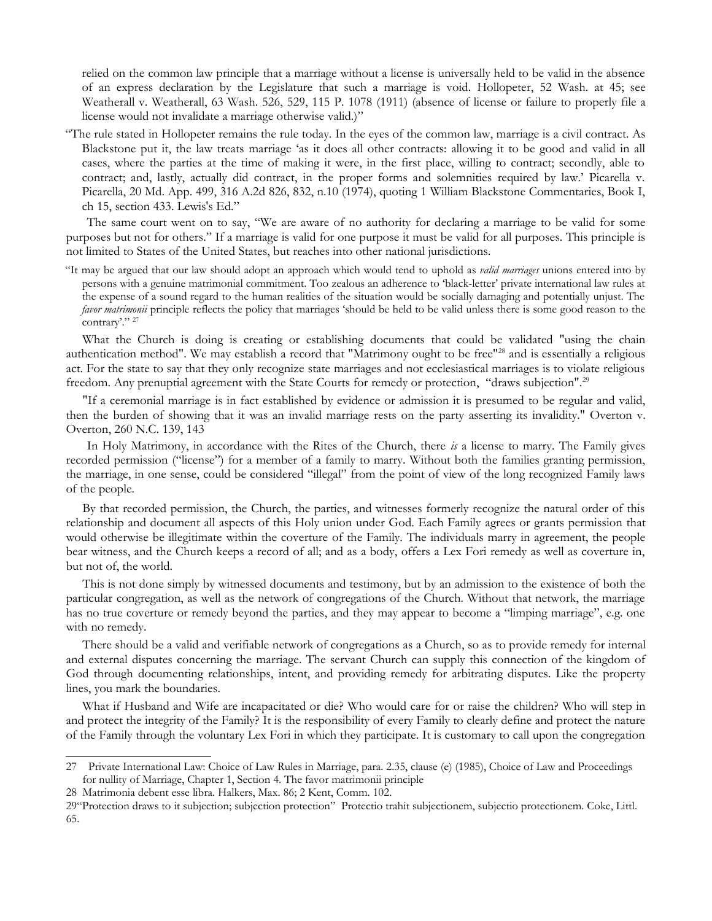relied on the common law principle that a marriage without a license is universally held to be valid in the absence of an express declaration by the Legislature that such a marriage is void. Hollopeter, 52 Wash. at 45; see Weatherall v. Weatherall, 63 Wash. 526, 529, 115 P. 1078 (1911) (absence of license or failure to properly file a license would not invalidate a marriage otherwise valid.)"

"The rule stated in Hollopeter remains the rule today. In the eyes of the common law, marriage is a civil contract. As Blackstone put it, the law treats marriage 'as it does all other contracts: allowing it to be good and valid in all cases, where the parties at the time of making it were, in the first place, willing to contract; secondly, able to contract; and, lastly, actually did contract, in the proper forms and solemnities required by law.' Picarella v. Picarella, 20 Md. App. 499, 316 A.2d 826, 832, n.10 (1974), quoting 1 William Blackstone Commentaries, Book I, ch 15, section 433. Lewis's Ed."

The same court went on to say, "We are aware of no authority for declaring a marriage to be valid for some purposes but not for others." If a marriage is valid for one purpose it must be valid for all purposes. This principle is not limited to States of the United States, but reaches into other national jurisdictions.

"It may be argued that our law should adopt an approach which would tend to uphold as *valid marriages* unions entered into by persons with a genuine matrimonial commitment. Too zealous an adherence to 'black-letter' private international law rules at the expense of a sound regard to the human realities of the situation would be socially damaging and potentially unjust. The *favor matrimonii* principle reflects the policy that marriages 'should be held to be valid unless there is some good reason to the contrary'." [27]

What the Church is doing is creating or establishing documents that could be validated "using the chain authentication method". We may establish a record that "Matrimony ought to be free"[28] and is essentially a religious act. For the state to say that they only recognize state marriages and not ecclesiastical marriages is to violate religious freedom. Any prenuptial agreement with the State Courts for remedy or protection, "draws subjection".[29]

"If a ceremonial marriage is in fact established by evidence or admission it is presumed to be regular and valid, then the burden of showing that it was an invalid marriage rests on the party asserting its invalidity." Overton v. Overton, 260 N.C. 139, 143

In Holy Matrimony, in accordance with the Rites of the Church, there *is* a license to marry. The Family gives recorded permission ("license") for a member of a family to marry. Without both the families granting permission, the marriage, in one sense, could be considered "illegal" from the point of view of the long recognized Family laws of the people.

By that recorded permission, the Church, the parties, and witnesses formerly recognize the natural order of this relationship and document all aspects of this Holy union under God. Each Family agrees or grants permission that would otherwise be illegitimate within the coverture of the Family. The individuals marry in agreement, the people bear witness, and the Church keeps a record of all; and as a body, offers a Lex Fori remedy as well as coverture in, but not of, the world.

This is not done simply by witnessed documents and testimony, but by an admission to the existence of both the particular congregation, as well as the network of congregations of the Church. Without that network, the marriage has no true coverture or remedy beyond the parties, and they may appear to become a "limping marriage", e.g. one with no remedy.

There should be a valid and verifiable network of congregations as a Church, so as to provide remedy for internal and external disputes concerning the marriage. The servant Church can supply this connection of the kingdom of God through documenting relationships, intent, and providing remedy for arbitrating disputes. Like the property lines, you mark the boundaries.

What if Husband and Wife are incapacitated or die? Who would care for or raise the children? Who will step in and protect the integrity of the Family? It is the responsibility of every Family to clearly define and protect the nature of the Family through the voluntary Lex Fori in which they participate. It is customary to call upon the congregation

---

27 Private International Law: Choice of Law Rules in Marriage, para. 2.35, clause (e) (1985), Choice of Law and Proceedings for nullity of Marriage, Chapter 1, Section 4. The favor matrimonii principle

28 Matrimonia debent esse libra. Halkers, Max. 86; 2 Kent, Comm. 102.

29 "Protection draws to it subjection; subjection protection" Protectio trahit subjectionem, subjectio protectionem. Coke, Littl. 65.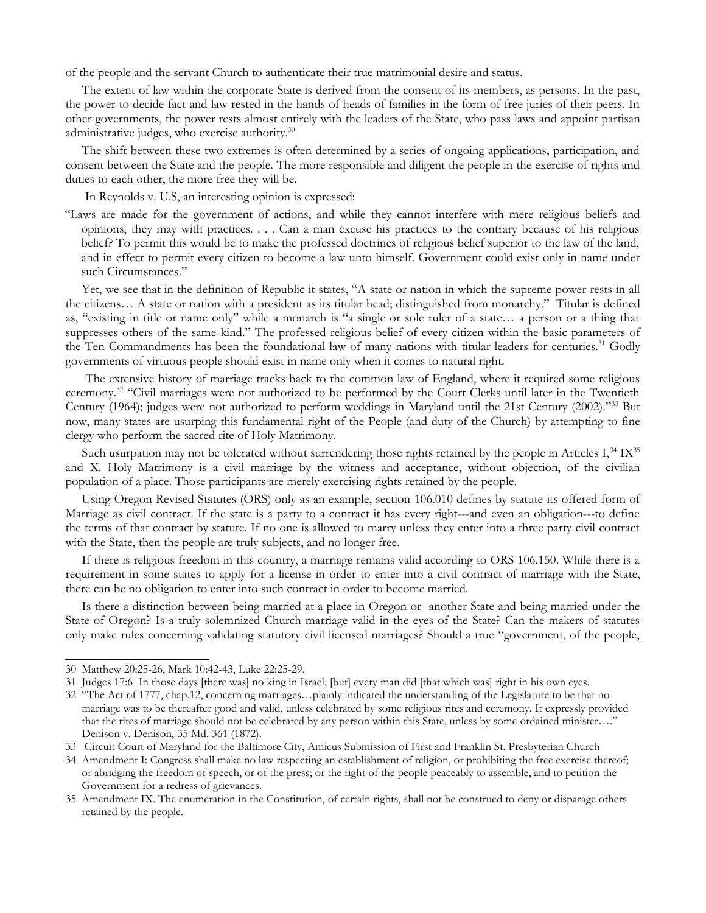of the people and the servant Church to authenticate their true matrimonial desire and status.

The extent of law within the corporate State is derived from the consent of its members, as persons. In the past, the power to decide fact and law rested in the hands of heads of families in the form of free juries of their peers. In other governments, the power rests almost entirely with the leaders of the State, who pass laws and appoint partisan administrative judges, who exercise authority.[30]

The shift between these two extremes is often determined by a series of ongoing applications, participation, and consent between the State and the people. The more responsible and diligent the people in the exercise of rights and duties to each other, the more free they will be.

In Reynolds v. U.S, an interesting opinion is expressed:

"Laws are made for the government of actions, and while they cannot interfere with mere religious beliefs and opinions, they may with practices. . . . Can a man excuse his practices to the contrary because of his religious belief? To permit this would be to make the professed doctrines of religious belief superior to the law of the land, and in effect to permit every citizen to become a law unto himself. Government could exist only in name under such Circumstances."

Yet, we see that in the definition of Republic it states, "A state or nation in which the supreme power rests in all the citizens… A state or nation with a president as its titular head; distinguished from monarchy." Titular is defined as, "existing in title or name only" while a monarch is "a single or sole ruler of a state… a person or a thing that suppresses others of the same kind." The professed religious belief of every citizen within the basic parameters of the Ten Commandments has been the foundational law of many nations with titular leaders for centuries.[31] Godly governments of virtuous people should exist in name only when it comes to natural right.

The extensive history of marriage tracks back to the common law of England, where it required some religious ceremony.[32] "Civil marriages were not authorized to be performed by the Court Clerks until later in the Twentieth Century (1964); judges were not authorized to perform weddings in Maryland until the 21st Century (2002)."[33] But now, many states are usurping this fundamental right of the People (and duty of the Church) by attempting to fine clergy who perform the sacred rite of Holy Matrimony.

Such usurpation may not be tolerated without surrendering those rights retained by the people in Articles I,[34] IX[35] and X. Holy Matrimony is a civil marriage by the witness and acceptance, without objection, of the civilian population of a place. Those participants are merely exercising rights retained by the people.

Using Oregon Revised Statutes (ORS) only as an example, section 106.010 defines by statute its offered form of Marriage as civil contract. If the state is a party to a contract it has every right---and even an obligation---to define the terms of that contract by statute. If no one is allowed to marry unless they enter into a three party civil contract with the State, then the people are truly subjects, and no longer free.

If there is religious freedom in this country, a marriage remains valid according to ORS 106.150. While there is a requirement in some states to apply for a license in order to enter into a civil contract of marriage with the State, there can be no obligation to enter into such contract in order to become married.

Is there a distinction between being married at a place in Oregon or another State and being married under the State of Oregon? Is a truly solemnized Church marriage valid in the eyes of the State? Can the makers of statutes only make rules concerning validating statutory civil licensed marriages? Should a true "government, of the people,

---

30 Matthew 20:25-26, Mark 10:42-43, Luke 22:25-29.

31 Judges 17:6 In those days [there was] no king in Israel, [but] every man did [that which was] right in his own eyes.

32 "The Act of 1777, chap.12, concerning marriages…plainly indicated the understanding of the Legislature to be that no marriage was to be thereafter good and valid, unless celebrated by some religious rites and ceremony. It expressly provided that the rites of marriage should not be celebrated by any person within this State, unless by some ordained minister…." Denison v. Denison, 35 Md. 361 (1872).

33 Circuit Court of Maryland for the Baltimore City, Amicus Submission of First and Franklin St. Presbyterian Church

34 Amendment I: Congress shall make no law respecting an establishment of religion, or prohibiting the free exercise thereof; or abridging the freedom of speech, or of the press; or the right of the people peaceably to assemble, and to petition the Government for a redress of grievances.

35 Amendment IX. The enumeration in the Constitution, of certain rights, shall not be construed to deny or disparage others retained by the people.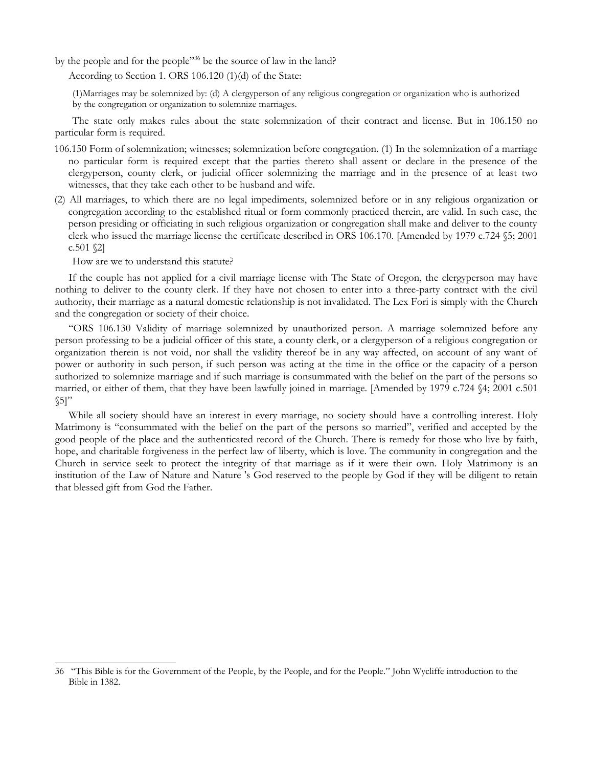by the people and for the people"[36] be the source of law in the land?

According to Section 1. ORS 106.120 (1)(d) of the State:

> (1)Marriages may be solemnized by: (d) A clergyperson of any religious congregation or organization who is authorized by the congregation or organization to solemnize marriages.

The state only makes rules about the state solemnization of their contract and license. But in 106.150 no particular form is required.

106.150 Form of solemnization; witnesses; solemnization before congregation. (1) In the solemnization of a marriage no particular form is required except that the parties thereto shall assent or declare in the presence of the clergyperson, county clerk, or judicial officer solemnizing the marriage and in the presence of at least two witnesses, that they take each other to be husband and wife.

(2) All marriages, to which there are no legal impediments, solemnized before or in any religious organization or congregation according to the established ritual or form commonly practiced therein, are valid. In such case, the person presiding or officiating in such religious organization or congregation shall make and deliver to the county clerk who issued the marriage license the certificate described in ORS 106.170. [Amended by 1979 c.724 §5; 2001 c.501 §2]

How are we to understand this statute?

If the couple has not applied for a civil marriage license with The State of Oregon, the clergyperson may have nothing to deliver to the county clerk. If they have not chosen to enter into a three-party contract with the civil authority, their marriage as a natural domestic relationship is not invalidated. The Lex Fori is simply with the Church and the congregation or society of their choice.

"ORS 106.130 Validity of marriage solemnized by unauthorized person. A marriage solemnized before any person professing to be a judicial officer of this state, a county clerk, or a clergyperson of a religious congregation or organization therein is not void, nor shall the validity thereof be in any way affected, on account of any want of power or authority in such person, if such person was acting at the time in the office or the capacity of a person authorized to solemnize marriage and if such marriage is consummated with the belief on the part of the persons so married, or either of them, that they have been lawfully joined in marriage. [Amended by 1979 c.724 §4; 2001 c.501 §5]"

While all society should have an interest in every marriage, no society should have a controlling interest. Holy Matrimony is "consummated with the belief on the part of the persons so married", verified and accepted by the good people of the place and the authenticated record of the Church. There is remedy for those who live by faith, hope, and charitable forgiveness in the perfect law of liberty, which is love. The community in congregation and the Church in service seek to protect the integrity of that marriage as if it were their own. Holy Matrimony is an institution of the Law of Nature and Nature 's God reserved to the people by God if they will be diligent to retain that blessed gift from God the Father.

---

36 "This Bible is for the Government of the People, by the People, and for the People." John Wycliffe introduction to the Bible in 1382.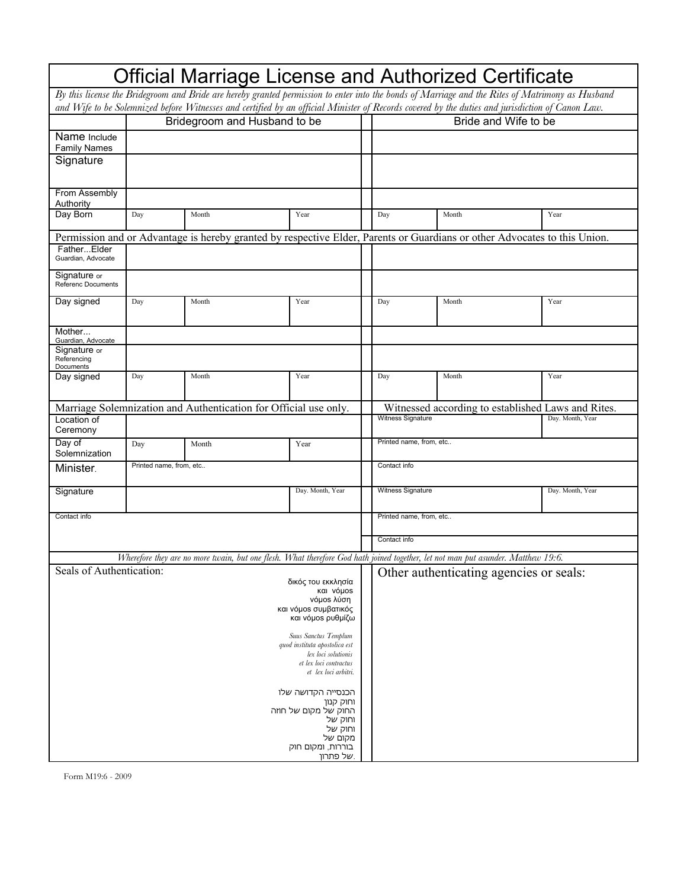# Official Marriage License and Authorized Certificate

*By this license the Bridegroom and Bride are hereby granted permission to enter into the bonds of Marriage and the Rites of Matrimony as Husband and Wife to be Solemnized before Witnesses and certified by an official Minister of Records covered by the duties and jurisdiction of Canon Law.*

| | Bridegroom and Husband to be | | | | Bride and Wife to be | | |
|---|---|---|---|---|---|---|---|
| Name Include Family Names | | | | | | | |
| Signature | | | | | | | |
| From Assembly Authority | | | | | | | |
| Day Born | Day | Month | Year | | Day | Month | Year |

Permission and or Advantage is hereby granted by respective Elder, Parents or Guardians or other Advocates to this Union.

| | | | | | | | |
|---|---|---|---|---|---|---|---|
| Father...Elder Guardian, Advocate | | | | | | | |
| Signature or Referenc Documents | | | | | | | |
| Day signed | Day | Month | Year | | Day | Month | Year |
| Mother... Guardian, Advocate | | | | | | | |
| Signature or Referencing Documents | | | | | | | |
| Day signed | Day | Month | Year | | Day | Month | Year |

| Marriage Solemnization and Authentication for Official use only. | | | | | Witnessed according to established Laws and Rites. | |
|---|---|---|---|---|---|---|
| Location of Ceremony | | | | | Witness Signature | Day. Month, Year |
| Day of Solemnization | Day | Month | Year | | Printed name, from, etc.. | |
| Minister. | Printed name, from, etc.. | | | | Contact info | |
| Signature | | | Day. Month, Year | | Witness Signature | Day. Month, Year |
| Contact info | | | | | Printed name, from, etc.. | |
| | | | | | Contact info | |

*Wherefore they are no more twain, but one flesh. What therefore God hath joined together, let not man put asunder. Matthew 19:6.*

**Seals of Authentication:**

δικός του εκκλησία
και νόμος
νόμος λύση
και νόμος συμβατικός
και νόμος ρυθμίζω

*Suus Sanctus Templum*
*quod instituta apostolica est*
*lex loci solutionis*
*et lex loci contractus*
*et lex loci arbitri.*

הכנסייה הקדושה שלו
וחוק קנון
החוק של מקום של חוזה
וחוק של
וחוק של
מקום של
בוררות, ומקום חוק
של פתרון.

**Other authenticating agencies or seals:**

Form M19:6 - 2009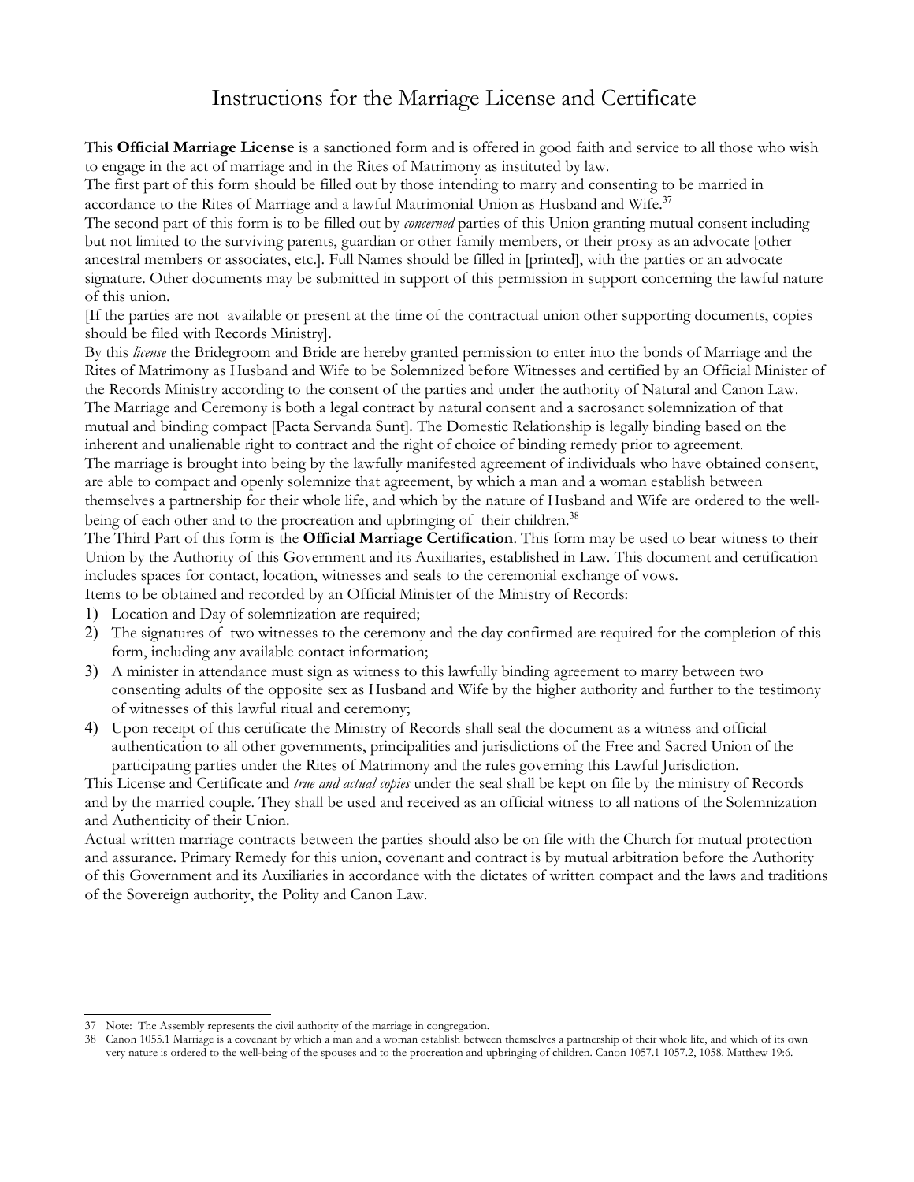# Instructions for the Marriage License and Certificate

This **Official Marriage License** is a sanctioned form and is offered in good faith and service to all those who wish to engage in the act of marriage and in the Rites of Matrimony as instituted by law.

The first part of this form should be filled out by those intending to marry and consenting to be married in accordance to the Rites of Marriage and a lawful Matrimonial Union as Husband and Wife.[37]

The second part of this form is to be filled out by *concerned* parties of this Union granting mutual consent including but not limited to the surviving parents, guardian or other family members, or their proxy as an advocate [other ancestral members or associates, etc.]. Full Names should be filled in [printed], with the parties or an advocate signature. Other documents may be submitted in support of this permission in support concerning the lawful nature of this union.

[If the parties are not available or present at the time of the contractual union other supporting documents, copies should be filed with Records Ministry].

By this *license* the Bridegroom and Bride are hereby granted permission to enter into the bonds of Marriage and the Rites of Matrimony as Husband and Wife to be Solemnized before Witnesses and certified by an Official Minister of the Records Ministry according to the consent of the parties and under the authority of Natural and Canon Law.

The Marriage and Ceremony is both a legal contract by natural consent and a sacrosanct solemnization of that mutual and binding compact [Pacta Servanda Sunt]. The Domestic Relationship is legally binding based on the inherent and unalienable right to contract and the right of choice of binding remedy prior to agreement.

The marriage is brought into being by the lawfully manifested agreement of individuals who have obtained consent, are able to compact and openly solemnize that agreement, by which a man and a woman establish between themselves a partnership for their whole life, and which by the nature of Husband and Wife are ordered to the well-being of each other and to the procreation and upbringing of their children.[38]

The Third Part of this form is the **Official Marriage Certification**. This form may be used to bear witness to their Union by the Authority of this Government and its Auxiliaries, established in Law. This document and certification includes spaces for contact, location, witnesses and seals to the ceremonial exchange of vows.

Items to be obtained and recorded by an Official Minister of the Ministry of Records:

1) Location and Day of solemnization are required;
2) The signatures of two witnesses to the ceremony and the day confirmed are required for the completion of this form, including any available contact information;
3) A minister in attendance must sign as witness to this lawfully binding agreement to marry between two consenting adults of the opposite sex as Husband and Wife by the higher authority and further to the testimony of witnesses of this lawful ritual and ceremony;
4) Upon receipt of this certificate the Ministry of Records shall seal the document as a witness and official authentication to all other governments, principalities and jurisdictions of the Free and Sacred Union of the participating parties under the Rites of Matrimony and the rules governing this Lawful Jurisdiction.

This License and Certificate and *true and actual copies* under the seal shall be kept on file by the ministry of Records and by the married couple. They shall be used and received as an official witness to all nations of the Solemnization and Authenticity of their Union.

Actual written marriage contracts between the parties should also be on file with the Church for mutual protection and assurance. Primary Remedy for this union, covenant and contract is by mutual arbitration before the Authority of this Government and its Auxiliaries in accordance with the dictates of written compact and the laws and traditions of the Sovereign authority, the Polity and Canon Law.

---

37 Note: The Assembly represents the civil authority of the marriage in congregation.

38 Canon 1055.1 Marriage is a covenant by which a man and a woman establish between themselves a partnership of their whole life, and which of its own very nature is ordered to the well-being of the spouses and to the procreation and upbringing of children. Canon 1057.1 1057.2, 1058. Matthew 19:6.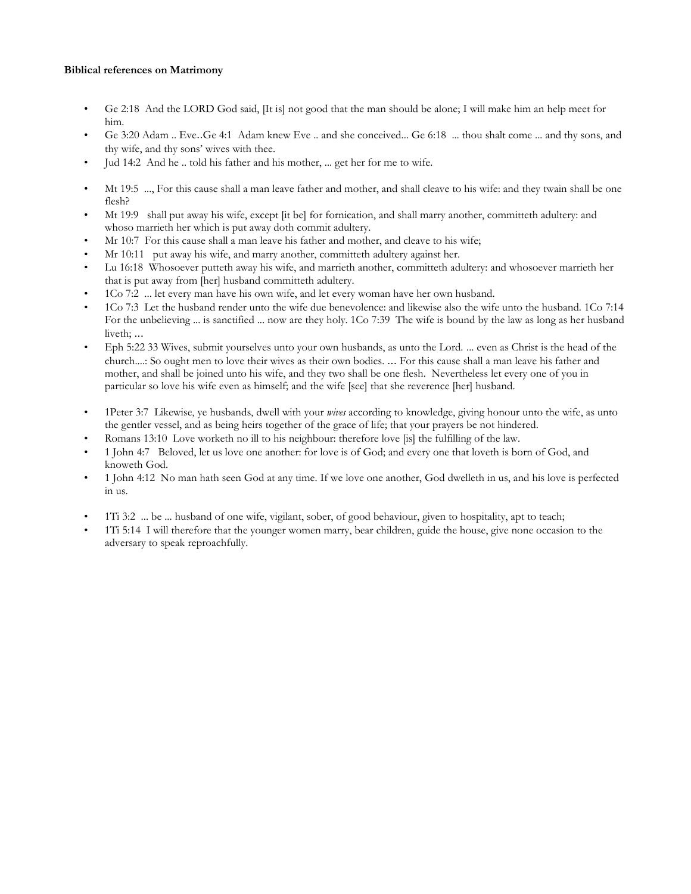**Biblical references on Matrimony**

- Ge 2:18  And the LORD God said, [It is] not good that the man should be alone; I will make him an help meet for him.
- Ge 3:20 Adam .. Eve..Ge 4:1  Adam knew Eve .. and she conceived... Ge 6:18  ... thou shalt come ... and thy sons, and thy wife, and thy sons' wives with thee.
- Jud 14:2  And he .. told his father and his mother, ... get her for me to wife.

- Mt 19:5  ..., For this cause shall a man leave father and mother, and shall cleave to his wife: and they twain shall be one flesh?
- Mt 19:9   shall put away his wife, except [it be] for fornication, and shall marry another, committeth adultery: and whoso marrieth her which is put away doth commit adultery.
- Mr 10:7  For this cause shall a man leave his father and mother, and cleave to his wife;
- Mr 10:11   put away his wife, and marry another, committeth adultery against her.
- Lu 16:18  Whosoever putteth away his wife, and marrieth another, committeth adultery: and whosoever marrieth her that is put away from [her] husband committeth adultery.
- 1Co 7:2  ... let every man have his own wife, and let every woman have her own husband.
- 1Co 7:3  Let the husband render unto the wife due benevolence: and likewise also the wife unto the husband. 1Co 7:14  For the unbelieving ... is sanctified ... now are they holy. 1Co 7:39  The wife is bound by the law as long as her husband liveth; ...
- Eph 5:22 33 Wives, submit yourselves unto your own husbands, as unto the Lord. ... even as Christ is the head of the church....: So ought men to love their wives as their own bodies. ... For this cause shall a man leave his father and mother, and shall be joined unto his wife, and they two shall be one flesh.  Nevertheless let every one of you in particular so love his wife even as himself; and the wife [see] that she reverence [her] husband.

- 1Peter 3:7  Likewise, ye husbands, dwell with your *wives* according to knowledge, giving honour unto the wife, as unto the gentler vessel, and as being heirs together of the grace of life; that your prayers be not hindered.
- Romans 13:10  Love worketh no ill to his neighbour: therefore love [is] the fulfilling of the law.
- 1 John 4:7   Beloved, let us love one another: for love is of God; and every one that loveth is born of God, and knoweth God.
- 1 John 4:12  No man hath seen God at any time. If we love one another, God dwelleth in us, and his love is perfected in us.

- 1Ti 3:2  ... be ... husband of one wife, vigilant, sober, of good behaviour, given to hospitality, apt to teach;
- 1Ti 5:14  I will therefore that the younger women marry, bear children, guide the house, give none occasion to the adversary to speak reproachfully.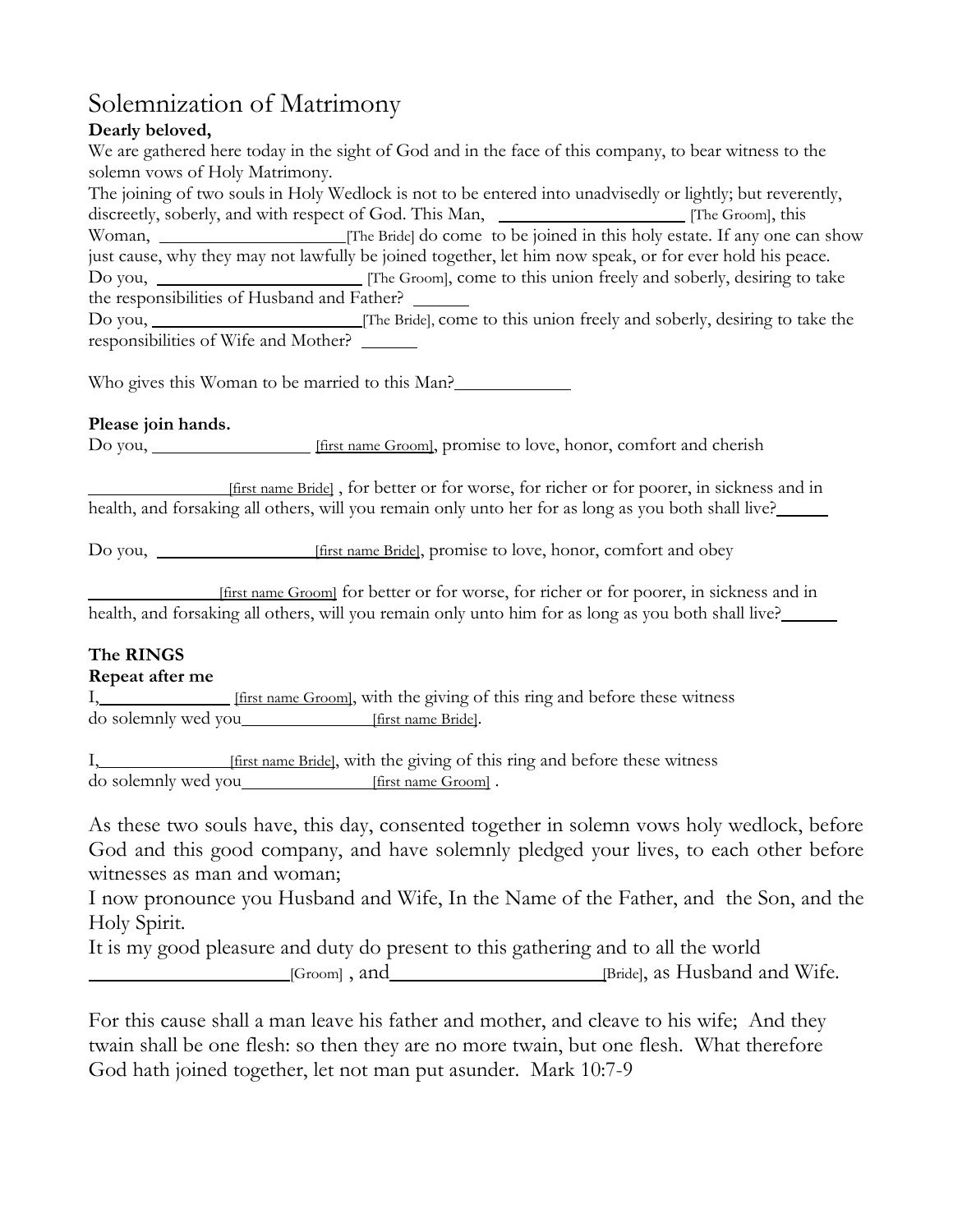// Solemnization of Matrimony

**Dearly beloved,**

We are gathered here today in the sight of God and in the face of this company, to bear witness to the solemn vows of Holy Matrimony.

The joining of two souls in Holy Wedlock is not to be entered into unadvisedly or lightly; but reverently, discreetly, soberly, and with respect of God. This Man, ____________________ [The Groom], this Woman, ____________________[The Bride] do come to be joined in this holy estate. If any one can show just cause, why they may not lawfully be joined together, let him now speak, or for ever hold his peace.

Do you, ______________________ [The Groom], come to this union freely and soberly, desiring to take the responsibilities of Husband and Father? ______

Do you, ______________________[The Bride], come to this union freely and soberly, desiring to take the responsibilities of Wife and Mother? ______

Who gives this Woman to be married to this Man?____________

**Please join hands.**

Do you, _________________ [first name Groom], promise to love, honor, comfort and cherish

_______________[first name Bride] , for better or for worse, for richer or for poorer, in sickness and in health, and forsaking all others, will you remain only unto her for as long as you both shall live?______

Do you, _________________[first name Bride], promise to love, honor, comfort and obey

______________[first name Groom] for better or for worse, for richer or for poorer, in sickness and in health, and forsaking all others, will you remain only unto him for as long as you both shall live?______

**The RINGS**

**Repeat after me**

I,_____________ [first name Groom], with the giving of this ring and before these witness do solemnly wed you______________[first name Bride].

I,_____________[first name Bride], with the giving of this ring and before these witness do solemnly wed you______________[first name Groom] .

As these two souls have, this day, consented together in solemn vows holy wedlock, before God and this good company, and have solemnly pledged your lives, to each other before witnesses as man and woman;

I now pronounce you Husband and Wife, In the Name of the Father, and the Son, and the Holy Spirit.

It is my good pleasure and duty do present to this gathering and to all the world ____________________[Groom] , and_____________________[Bride], as Husband and Wife.

For this cause shall a man leave his father and mother, and cleave to his wife; And they twain shall be one flesh: so then they are no more twain, but one flesh. What therefore God hath joined together, let not man put asunder. Mark 10:7-9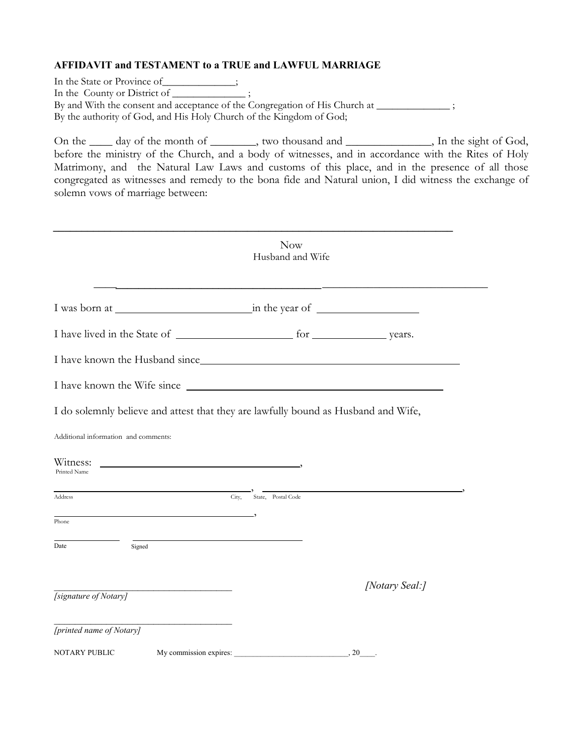**AFFIDAVIT and TESTAMENT to a TRUE and LAWFUL MARRIAGE**

In the State or Province of______________;
In the County or District of ______________ ;
By and With the consent and acceptance of the Congregation of His Church at ______________ ;
By the authority of God, and His Holy Church of the Kingdom of God;

On the ____ day of the month of ________, two thousand and _______________, In the sight of God, before the ministry of the Church, and a body of witnesses, and in accordance with the Rites of Holy Matrimony, and the Natural Law Laws and customs of this place, and in the presence of all those congregated as witnesses and remedy to the bona fide and Natural union, I did witness the exchange of solemn vows of marriage between:

________________________________________________________________________

Now
Husband and Wife

____________________________________________________________________

I was born at ________________________ in the year of __________________

I have lived in the State of ______________________ for _____________ years.

I have known the Husband since_______________________________________________

I have known the Wife since _____________________________________________

I do solemnly believe and attest that they are lawfully bound as Husband and Wife,

Additional information and comments:

Witness: ________________________________________,
Printed Name

____________________________________________, ________________________________________,
Address City, State, Postal Code

____________________________________________,
Phone

______________ ____________________________________
Date Signed

______________________________________ *[Notary Seal:]*
*[signature of Notary]*

______________________________________
*[printed name of Notary]*

NOTARY PUBLIC My commission expires: ___________________________, 20____.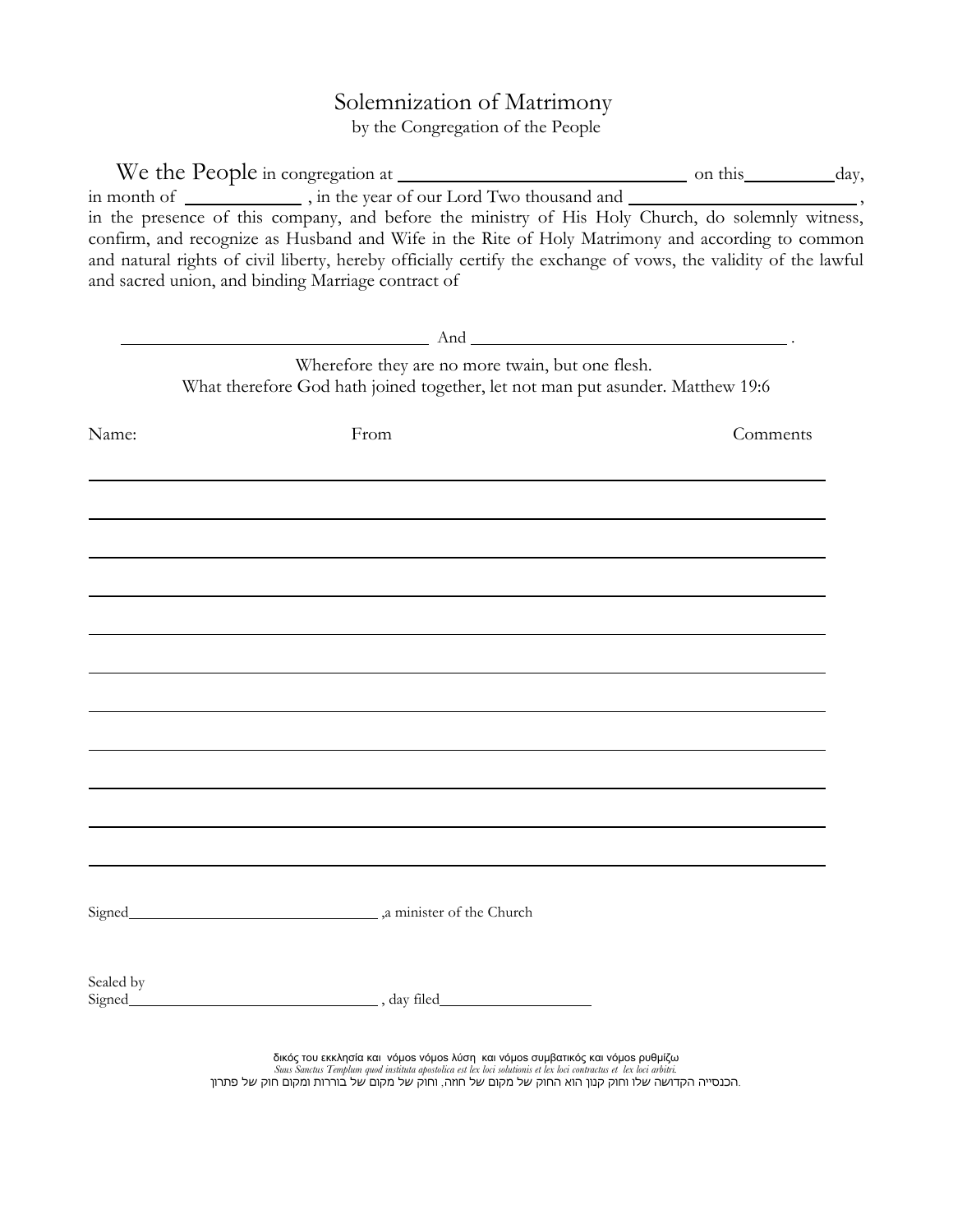# Solemnization of Matrimony

by the Congregation of the People

We the People in congregation at ______________________________ on this __________ day, in month of _____________ , in the year of our Lord Two thousand and _________________________ , in the presence of this company, and before the ministry of His Holy Church, do solemnly witness, confirm, and recognize as Husband and Wife in the Rite of Holy Matrimony and according to common and natural rights of civil liberty, hereby officially certify the exchange of vows, the validity of the lawful and sacred union, and binding Marriage contract of

____________________________________ And ____________________________________ .

Wherefore they are no more twain, but one flesh.
What therefore God hath joined together, let not man put asunder. Matthew 19:6

| Name: | From | Comments |
| --- | --- | --- |
| | | |
| | | |
| | | |
| | | |
| | | |
| | | |
| | | |
| | | |
| | | |
| | | |
| | | |

Signed________________________________ ,a minister of the Church

Sealed by
Signed________________________________ , day filed____________________

δικός του εκκλησία και νόμος νόμος λύση και νόμος συμβατικός και νόμος ρυθμίζω
*Suus Sanctus Templum quod instituta apostolica est lex loci solutionis et lex loci contractus et lex loci arbitri.*
.הכנסייה הקדושה שלו וחוק קנון הוא החוק של מקום של חוזה, וחוק של מקום של בוררות ומקום חוק של פתרון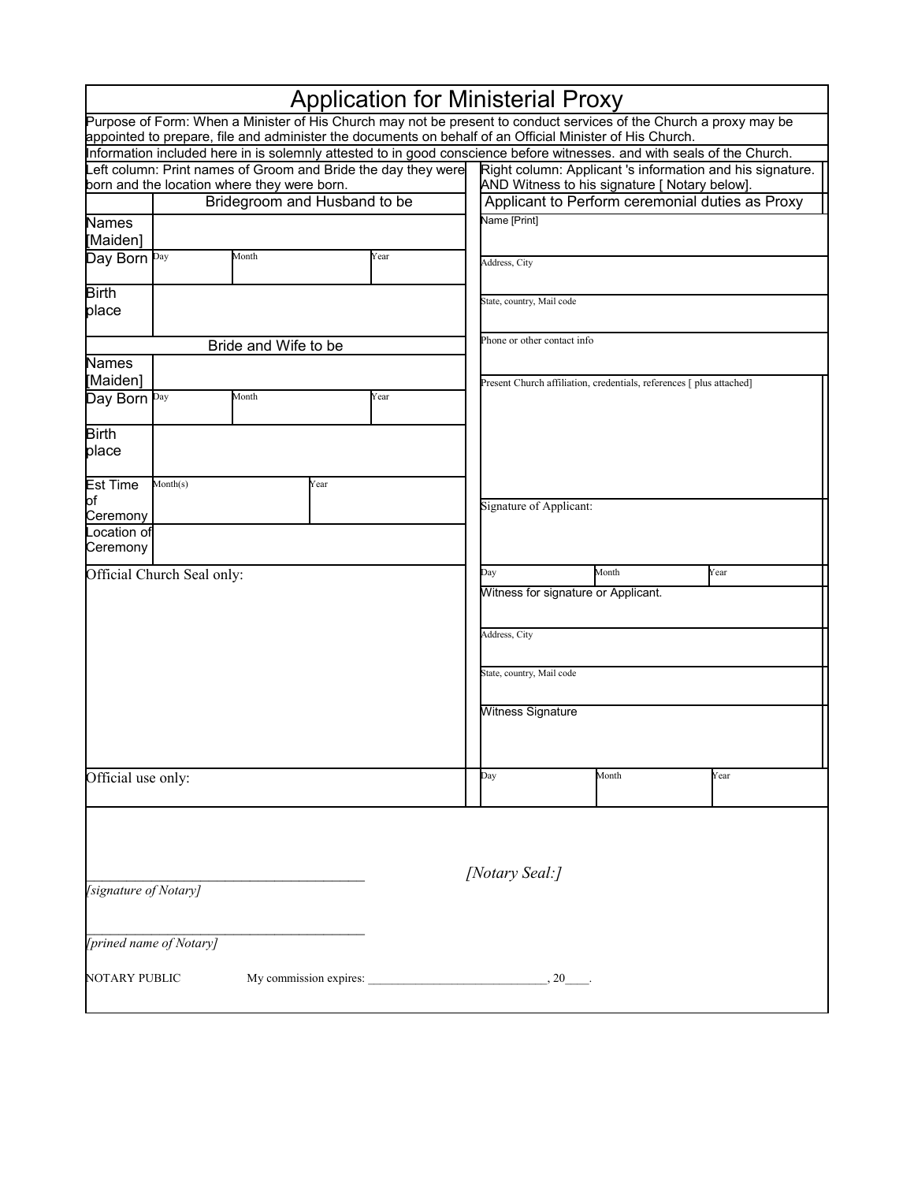# Application for Ministerial Proxy

Purpose of Form: When a Minister of His Church may not be present to conduct services of the Church a proxy may be appointed to prepare, file and administer the documents on behalf of an Official Minister of His Church.

Information included here in is solemnly attested to in good conscience before witnesses. and with seals of the Church.

Left column: Print names of Groom and Bride the day they were born and the location where they were born.

Right column: Applicant 's information and his signature. AND Witness to his signature [ Notary below].

| Bridegroom and Husband to be | | | |
|---|---|---|---|
| Names [Maiden] | | | |
| Day Born | Day | Month | Year |
| Birth place | | | |

| Bride and Wife to be | | | |
|---|---|---|---|
| Names [Maiden] | | | |
| Day Born | Day | Month | Year |
| Birth place | | | |
| Est Time of Ceremony | Month(s) | Year | |
| Location of Ceremony | | | |

Official Church Seal only:

Official use only:

| Applicant to Perform ceremonial duties as Proxy | | |
|---|---|---|
| Name [Print] | | |
| Address, City | | |
| State, country, Mail code | | |
| Phone or other contact info | | |
| Present Church affiliation, credentials, references [ plus attached] | | |
| Signature of Applicant: | | |
| Day | Month | Year |
| Witness for signature or Applicant. | | |
| Address, City | | |
| State, country, Mail code | | |
| Witness Signature | | |
| Day | Month | Year |

______________________________________
*[signature of Notary]*

*[Notary Seal:]*

______________________________________
*[prined name of Notary]*

NOTARY PUBLIC    My commission expires: ____________________________, 20____.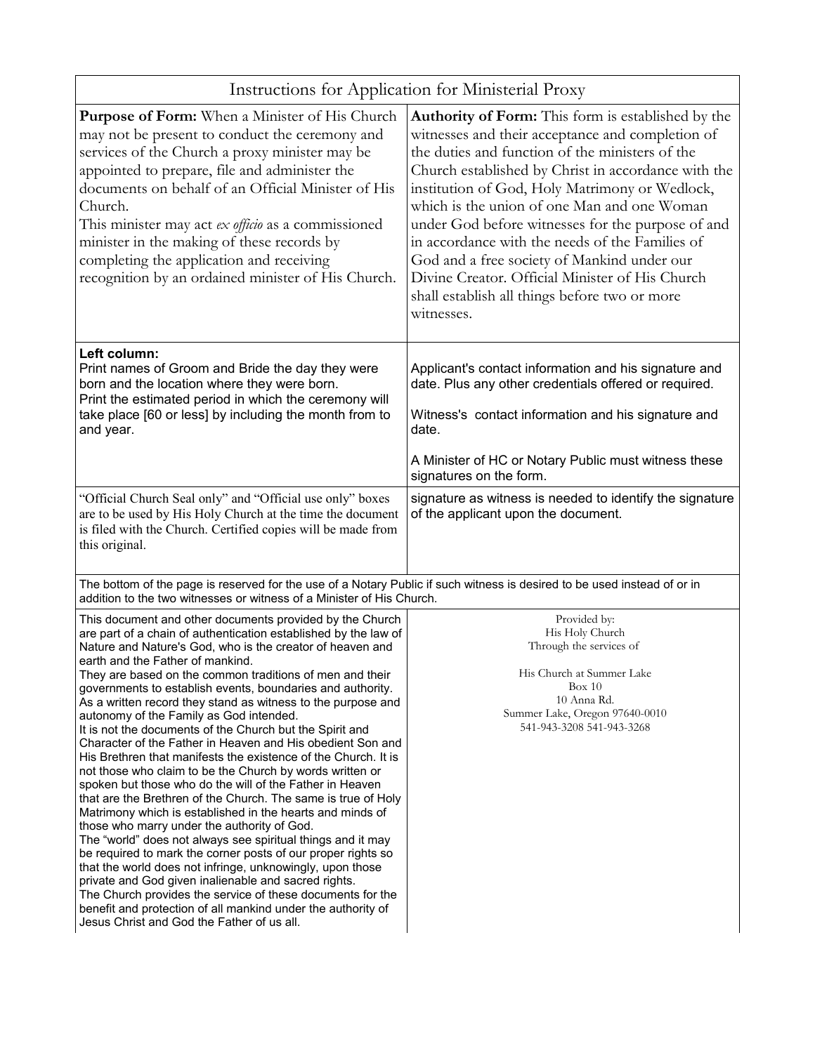# Instructions for Application for Ministerial Proxy

**Purpose of Form:** When a Minister of His Church may not be present to conduct the ceremony and services of the Church a proxy minister may be appointed to prepare, file and administer the documents on behalf of an Official Minister of His Church.
This minister may act *ex officio* as a commissioned minister in the making of these records by completing the application and receiving recognition by an ordained minister of His Church.

**Authority of Form:** This form is established by the witnesses and their acceptance and completion of the duties and function of the ministers of the Church established by Christ in accordance with the institution of God, Holy Matrimony or Wedlock, which is the union of one Man and one Woman under God before witnesses for the purpose of and in accordance with the needs of the Families of God and a free society of Mankind under our Divine Creator. Official Minister of His Church shall establish all things before two or more witnesses.

**Left column:**
Print names of Groom and Bride the day they were born and the location where they were born.
Print the estimated period in which the ceremony will take place [60 or less] by including the month from to and year.

Applicant's contact information and his signature and date. Plus any other credentials offered or required.

Witness's contact information and his signature and date.

A Minister of HC or Notary Public must witness these signatures on the form.

"Official Church Seal only" and "Official use only" boxes are to be used by His Holy Church at the time the document is filed with the Church. Certified copies will be made from this original.

signature as witness is needed to identify the signature of the applicant upon the document.

The bottom of the page is reserved for the use of a Notary Public if such witness is desired to be used instead of or in addition to the two witnesses or witness of a Minister of His Church.

This document and other documents provided by the Church are part of a chain of authentication established by the law of Nature and Nature's God, who is the creator of heaven and earth and the Father of mankind.
They are based on the common traditions of men and their governments to establish events, boundaries and authority. As a written record they stand as witness to the purpose and autonomy of the Family as God intended.
It is not the documents of the Church but the Spirit and Character of the Father in Heaven and His obedient Son and His Brethren that manifests the existence of the Church. It is not those who claim to be the Church by words written or spoken but those who do the will of the Father in Heaven that are the Brethren of the Church. The same is true of Holy Matrimony which is established in the hearts and minds of those who marry under the authority of God.
The "world" does not always see spiritual things and it may be required to mark the corner posts of our proper rights so that the world does not infringe, unknowingly, upon those private and God given inalienable and sacred rights.
The Church provides the service of these documents for the benefit and protection of all mankind under the authority of Jesus Christ and God the Father of us all.

Provided by:
His Holy Church
Through the services of

His Church at Summer Lake
Box 10
10 Anna Rd.
Summer Lake, Oregon 97640-0010
541-943-3208 541-943-3268